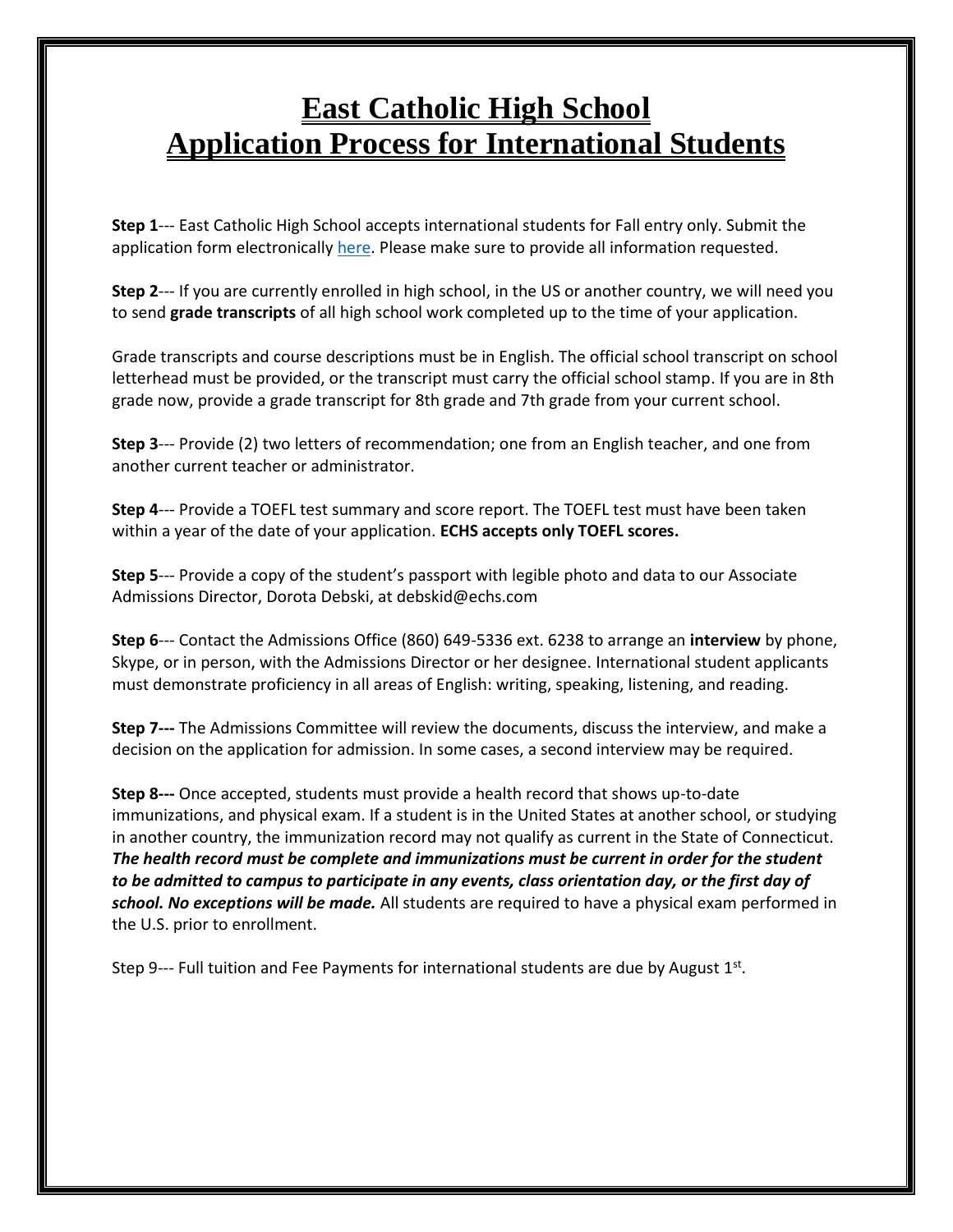# East Catholic High School
# Application Process for International Students

**Step 1**--- East Catholic High School accepts international students for Fall entry only. Submit the application form electronically here. Please make sure to provide all information requested.

**Step 2**--- If you are currently enrolled in high school, in the US or another country, we will need you to send **grade transcripts** of all high school work completed up to the time of your application.

Grade transcripts and course descriptions must be in English. The official school transcript on school letterhead must be provided, or the transcript must carry the official school stamp. If you are in 8th grade now, provide a grade transcript for 8th grade and 7th grade from your current school.

**Step 3**--- Provide (2) two letters of recommendation; one from an English teacher, and one from another current teacher or administrator.

**Step 4**--- Provide a TOEFL test summary and score report. The TOEFL test must have been taken within a year of the date of your application. **ECHS accepts only TOEFL scores.**

**Step 5**--- Provide a copy of the student's passport with legible photo and data to our Associate Admissions Director, Dorota Debski, at debskid@echs.com

**Step 6**--- Contact the Admissions Office (860) 649-5336 ext. 6238 to arrange an **interview** by phone, Skype, or in person, with the Admissions Director or her designee. International student applicants must demonstrate proficiency in all areas of English: writing, speaking, listening, and reading.

**Step 7---** The Admissions Committee will review the documents, discuss the interview, and make a decision on the application for admission. In some cases, a second interview may be required.

**Step 8---** Once accepted, students must provide a health record that shows up-to-date immunizations, and physical exam. If a student is in the United States at another school, or studying in another country, the immunization record may not qualify as current in the State of Connecticut. ***The health record must be complete and immunizations must be current in order for the student to be admitted to campus to participate in any events, class orientation day, or the first day of school. No exceptions will be made.*** All students are required to have a physical exam performed in the U.S. prior to enrollment.

Step 9--- Full tuition and Fee Payments for international students are due by August 1st.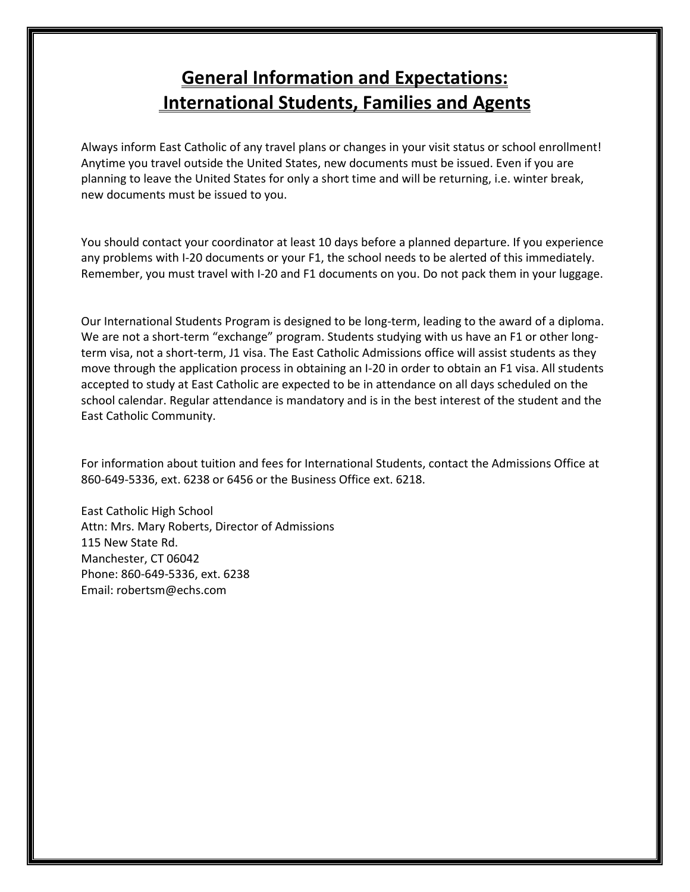# General Information and Expectations: International Students, Families and Agents

Always inform East Catholic of any travel plans or changes in your visit status or school enrollment! Anytime you travel outside the United States, new documents must be issued. Even if you are planning to leave the United States for only a short time and will be returning, i.e. winter break, new documents must be issued to you.

You should contact your coordinator at least 10 days before a planned departure. If you experience any problems with I-20 documents or your F1, the school needs to be alerted of this immediately. Remember, you must travel with I-20 and F1 documents on you. Do not pack them in your luggage.

Our International Students Program is designed to be long-term, leading to the award of a diploma. We are not a short-term "exchange" program. Students studying with us have an F1 or other long-term visa, not a short-term, J1 visa. The East Catholic Admissions office will assist students as they move through the application process in obtaining an I-20 in order to obtain an F1 visa. All students accepted to study at East Catholic are expected to be in attendance on all days scheduled on the school calendar. Regular attendance is mandatory and is in the best interest of the student and the East Catholic Community.

For information about tuition and fees for International Students, contact the Admissions Office at 860-649-5336, ext. 6238 or 6456 or the Business Office ext. 6218.

East Catholic High School
Attn: Mrs. Mary Roberts, Director of Admissions
115 New State Rd.
Manchester, CT 06042
Phone: 860-649-5336, ext. 6238
Email: robertsm@echs.com